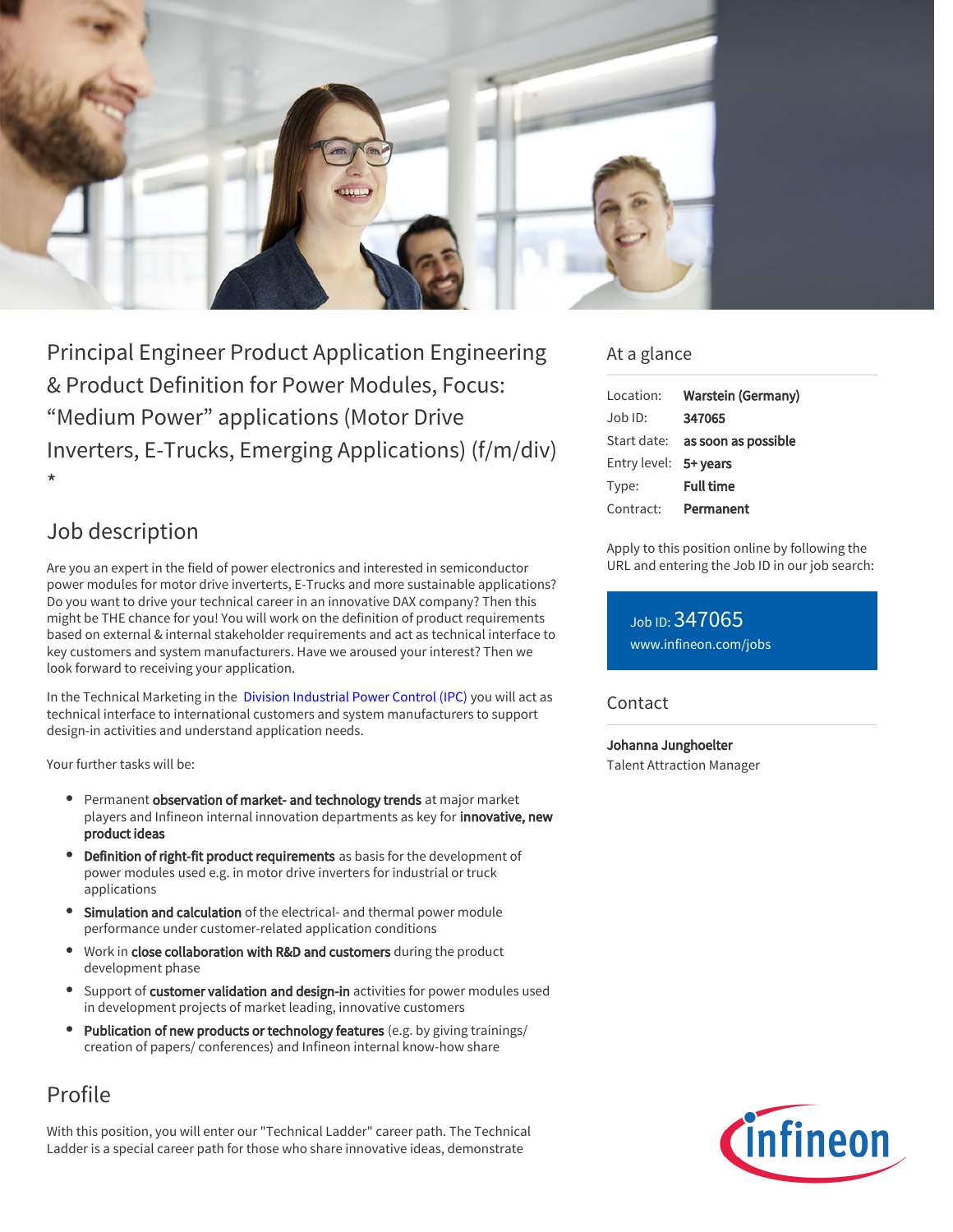# Principal Engineer Product Application Engineering & Product Definition for Power Modules, Focus: "Medium Power" applications (Motor Drive Inverters, E-Trucks, Emerging Applications) (f/m/div) *

## Job description

Are you an expert in the field of power electronics and interested in semiconductor power modules for motor drive inverterts, E-Trucks and more sustainable applications? Do you want to drive your technical career in an innovative DAX company? Then this might be THE chance for you! You will work on the definition of product requirements based on external & internal stakeholder requirements and act as technical interface to key customers and system manufacturers. Have we aroused your interest? Then we look forward to receiving your application.

In the Technical Marketing in the Division Industrial Power Control (IPC) you will act as technical interface to international customers and system manufacturers to support design-in activities and understand application needs.

Your further tasks will be:

- Permanent **observation of market- and technology trends** at major market players and Infineon internal innovation departments as key for **innovative, new product ideas**
- **Definition of right-fit product requirements** as basis for the development of power modules used e.g. in motor drive inverters for industrial or truck applications
- **Simulation and calculation** of the electrical- and thermal power module performance under customer-related application conditions
- Work in **close collaboration with R&D and customers** during the product development phase
- Support of **customer validation and design-in** activities for power modules used in development projects of market leading, innovative customers
- **Publication of new products or technology features** (e.g. by giving trainings/ creation of papers/ conferences) and Infineon internal know-how share

## Profile

With this position, you will enter our "Technical Ladder" career path. The Technical Ladder is a special career path for those who share innovative ideas, demonstrate

## At a glance

| | |
|---|---|
| Location: | **Warstein (Germany)** |
| Job ID: | **347065** |
| Start date: | **as soon as possible** |
| Entry level: | **5+ years** |
| Type: | **Full time** |
| Contract: | **Permanent** |

Apply to this position online by following the URL and entering the Job ID in our job search:

Job ID: 347065
www.infineon.com/jobs

## Contact

**Johanna Junghoelter**
Talent Attraction Manager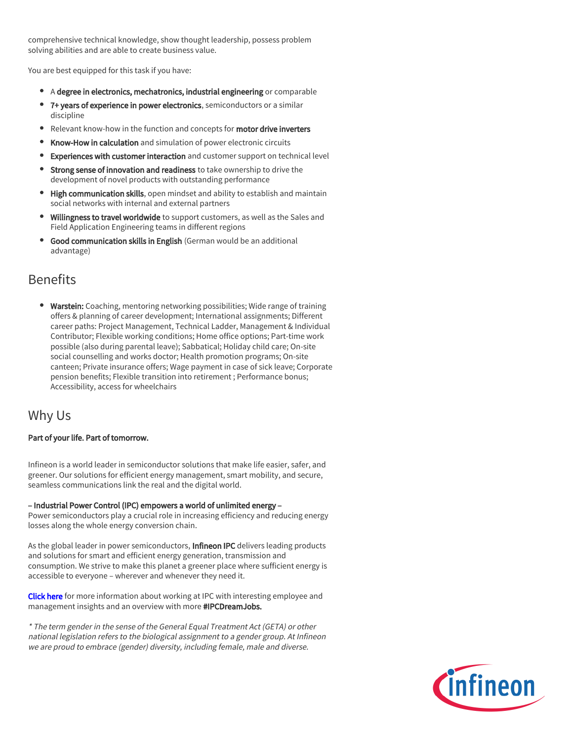comprehensive technical knowledge, show thought leadership, possess problem solving abilities and are able to create business value.

You are best equipped for this task if you have:

- A **degree in electronics, mechatronics, industrial engineering** or comparable
- **7+ years of experience in power electronics**, semiconductors or a similar discipline
- Relevant know-how in the function and concepts for **motor drive inverters**
- **Know-How in calculation** and simulation of power electronic circuits
- **Experiences with customer interaction** and customer support on technical level
- **Strong sense of innovation and readiness** to take ownership to drive the development of novel products with outstanding performance
- **High communication skills**, open mindset and ability to establish and maintain social networks with internal and external partners
- **Willingness to travel worldwide** to support customers, as well as the Sales and Field Application Engineering teams in different regions
- **Good communication skills in English** (German would be an additional advantage)

## Benefits

- **Warstein:** Coaching, mentoring networking possibilities; Wide range of training offers & planning of career development; International assignments; Different career paths: Project Management, Technical Ladder, Management & Individual Contributor; Flexible working conditions; Home office options; Part-time work possible (also during parental leave); Sabbatical; Holiday child care; On-site social counselling and works doctor; Health promotion programs; On-site canteen; Private insurance offers; Wage payment in case of sick leave; Corporate pension benefits; Flexible transition into retirement ; Performance bonus; Accessibility, access for wheelchairs

## Why Us

**Part of your life. Part of tomorrow.**

Infineon is a world leader in semiconductor solutions that make life easier, safer, and greener. Our solutions for efficient energy management, smart mobility, and secure, seamless communications link the real and the digital world.

**– Industrial Power Control (IPC) empowers a world of unlimited energy –**
Power semiconductors play a crucial role in increasing efficiency and reducing energy losses along the whole energy conversion chain.

As the global leader in power semiconductors, **Infineon IPC** delivers leading products and solutions for smart and efficient energy generation, transmission and consumption. We strive to make this planet a greener place where sufficient energy is accessible to everyone – wherever and whenever they need it.

**Click here** for more information about working at IPC with interesting employee and management insights and an overview with more **#IPCDreamJobs.**

*\* The term gender in the sense of the General Equal Treatment Act (GETA) or other national legislation refers to the biological assignment to a gender group. At Infineon we are proud to embrace (gender) diversity, including female, male and diverse.*